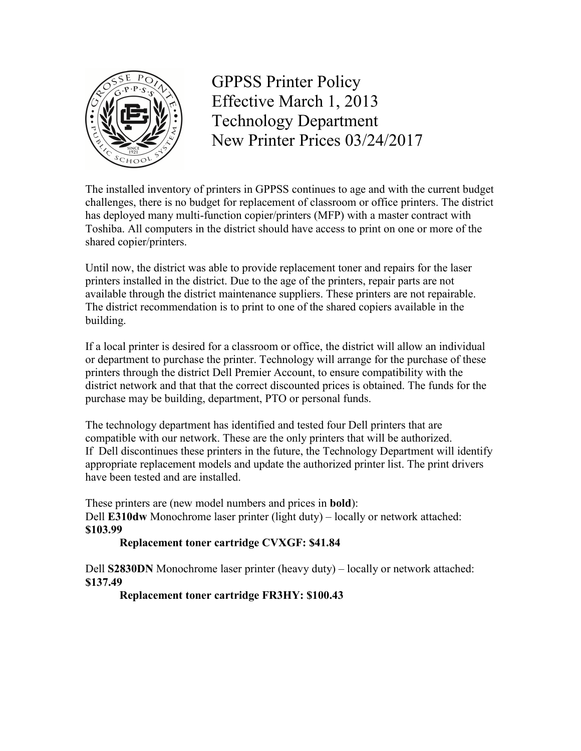# GPPSS Printer Policy
# Effective March 1, 2013
# Technology Department
# New Printer Prices 03/24/2017

The installed inventory of printers in GPPSS continues to age and with the current budget challenges, there is no budget for replacement of classroom or office printers. The district has deployed many multi-function copier/printers (MFP) with a master contract with Toshiba. All computers in the district should have access to print on one or more of the shared copier/printers.

Until now, the district was able to provide replacement toner and repairs for the laser printers installed in the district. Due to the age of the printers, repair parts are not available through the district maintenance suppliers. These printers are not repairable. The district recommendation is to print to one of the shared copiers available in the building.

If a local printer is desired for a classroom or office, the district will allow an individual or department to purchase the printer. Technology will arrange for the purchase of these printers through the district Dell Premier Account, to ensure compatibility with the district network and that that the correct discounted prices is obtained. The funds for the purchase may be building, department, PTO or personal funds.

The technology department has identified and tested four Dell printers that are compatible with our network. These are the only printers that will be authorized. If Dell discontinues these printers in the future, the Technology Department will identify appropriate replacement models and update the authorized printer list. The print drivers have been tested and are installed.

These printers are (new model numbers and prices in **bold**):

Dell **E310dw** Monochrome laser printer (light duty) – locally or network attached: **$103.99**

**Replacement toner cartridge CVXGF: $41.84**

Dell **S2830DN** Monochrome laser printer (heavy duty) – locally or network attached: **$137.49**

**Replacement toner cartridge FR3HY: $100.43**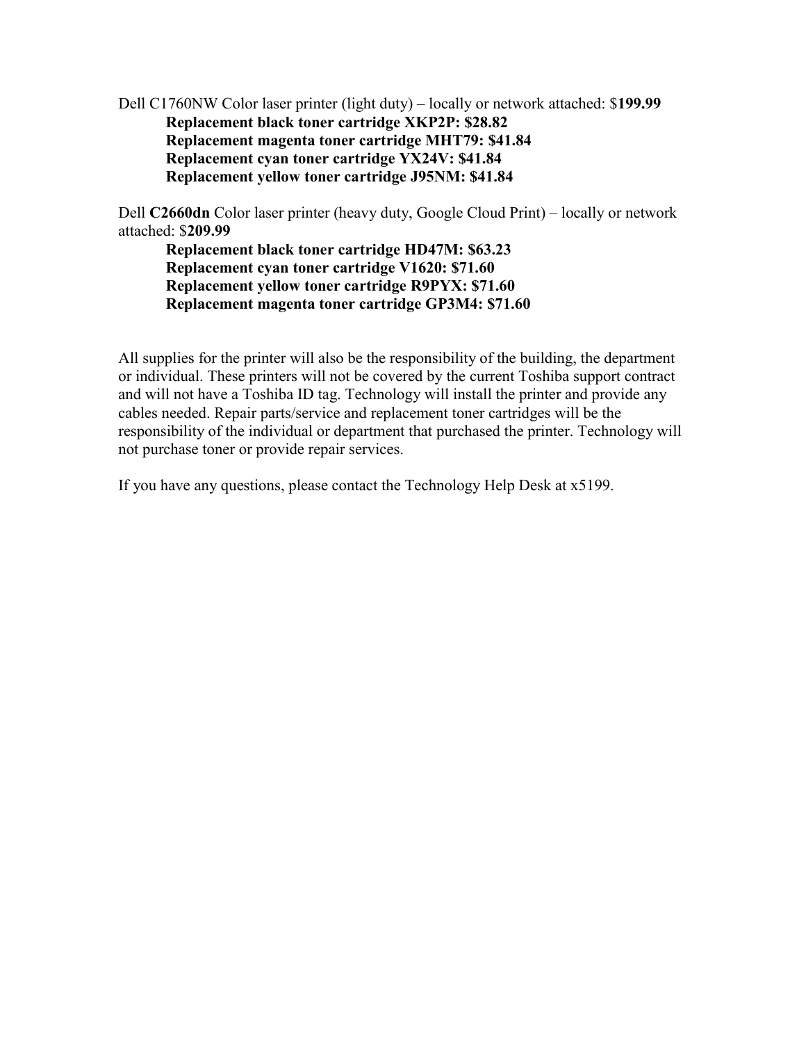Dell C1760NW Color laser printer (light duty) – locally or network attached: $**199.99**

> **Replacement black toner cartridge XKP2P: $28.82**
> **Replacement magenta toner cartridge MHT79: $41.84**
> **Replacement cyan toner cartridge YX24V: $41.84**
> **Replacement yellow toner cartridge J95NM: $41.84**

Dell **C2660dn** Color laser printer (heavy duty, Google Cloud Print) – locally or network attached: $**209.99**

> **Replacement black toner cartridge HD47M: $63.23**
> **Replacement cyan toner cartridge V1620: $71.60**
> **Replacement yellow toner cartridge R9PYX: $71.60**
> **Replacement magenta toner cartridge GP3M4: $71.60**

All supplies for the printer will also be the responsibility of the building, the department or individual. These printers will not be covered by the current Toshiba support contract and will not have a Toshiba ID tag. Technology will install the printer and provide any cables needed. Repair parts/service and replacement toner cartridges will be the responsibility of the individual or department that purchased the printer. Technology will not purchase toner or provide repair services.

If you have any questions, please contact the Technology Help Desk at x5199.